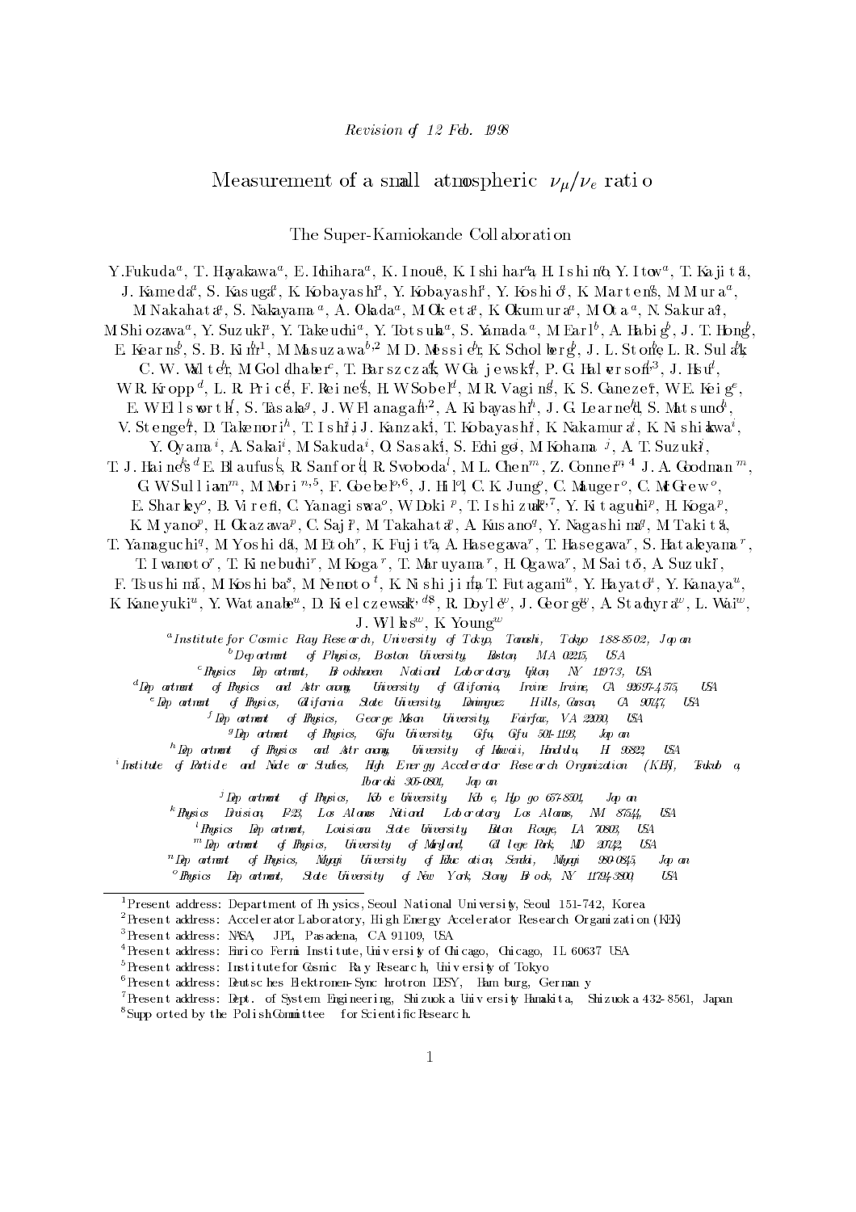*Revision of 12 Feb. 1998*

# Measurement of a small atmospheric $\nu_\mu/\nu_e$ ratio

The Super-Kamiokande Collaboration

Y.Fukuda[a], T. Hayakawa[a], E. Ichihara[a], K. Inoue[a], K. Ishihara[a], H. Ishino[a], Y. Itow[a], T. Kajita[a], J. Kameda[a], S. Kasuga[a], K. Kobayashi[a], Y. Kobayashi[a], Y. Koshio[a], K. Martens[a], M. Miura[a], M. Nakahata[a], S. Nakayama[a], A. Okada[a], M. Oketa[a], K. Okumura[a], M. Ota[a], N. Sakurai[a], M. Shiozawa[a], Y. Suzuki[a], Y. Takeuchi[a], Y. Totsuka[a], S. Yamada[a], M. Earl[b], A. Habig[b], J. T. Hong[b], E. Kearns[b], S. B. Kim[b,1], M. Masuzawa[b,2], M. D. Messier[b], K. Scholberg[b], J. L. Stone[b], L. R. Sulak[b], C. W. Walter[b], M. Goldhaber[c], T. Barszczak[d], W. Gajewski[d], P. G. Halverson[d,3], J. Hsu[d], W. R. Kropp[d], L. R. Price[d], F. Reines[d], H. W. Sobel[d], M. R. Vagins[d], K. S. Ganezer[e], W. E. Keig[e], E. W. Ellsworth[f], S. Tasaka[g], J. W. Flanagan[h,2], A. Kibayashi[h], J. G. Learned[h], S. Matsuno[h], V. Stenger[h], D. Takemori[h], T. Ishii[i], J. Kanzaki[i], T. Kobayashi[i], K. Nakamura[i], K. Nishikawa[i], Y. Oyama[i], A. Sakai[i], M. Sakuda[i], O. Sasaki[i], S. Echigo[j], M. Kohama[j], A. T. Suzuki[j], T. J. Haines[k,d] E. Blaufuss[l], R. Sanford[l], R. Svoboda[l], M. L. Chen[m], Z. Conner[m,4] J. A. Goodman[m], G. W. Sullivan[m], M. Mori[n,5], F. Goebel[o,6], J. Hill[o], C. K. Jung[o], C. Mauger[o], C. McGrew[o], E. Sharkey[o], B. Viren[o], C. Yanagisawa[o], W. Doki[p], T. Ishizuka[p,7], Y. Kitaguchi[p], H. Koga[p], K. Miyano[p], H. Okazawa[p], C. Saji[p], M. Takahata[p], A. Kusano[q], Y. Nagashima[q], M. Takita[q], T. Yamaguchi[q], M. Yoshida[q], M. Etoh[r], K. Fujita[r], A. Hasegawa[r], T. Hasegawa[r], S. Hatakeyama[r], T. Iwamoto[r], T. Kinebuchi[r], M. Koga[r], T. Maruyama[r], H. Ogawa[r], M. Saito[r], A. Suzuki[r], F. Tsushima[r], M. Koshiba[s], M. Nemoto[t], K. Nishijima[t], T. Futagami[u], Y. Hayato[u], Y. Kanaya[u], K. Kaneyuki[u], Y. Watanabe[u], D. Kielczewska[v,d,8], R. Doyle[w], J. George[w], A. Stachyra[w], L. Wai[w], J. Wilkes[w], K. Young[w]

[a] Institute for Cosmic Ray Research, University of Tokyo, Tanashi, Tokyo 188-8502, Japan
[b] Department of Physics, Boston University, Boston, MA 02215, USA
[c] Physics Department, Brookhaven National Laboratory, Upton, NY 11973, USA
[d] Department of Physics and Astronomy, University of California, Irvine Irvine, CA 92697-4575, USA
[e] Department of Physics, California State University, Dominguez Hills, Carson, CA 90747, USA
[f] Department of Physics, George Mason University, Fairfax, VA 22030, USA
[g] Department of Physics, Gifu University, Gifu, Gifu 501-1193, Japan
[h] Department of Physics and Astronomy, University of Hawaii, Honolulu, HI 96822, USA
[i] Institute of Particle and Nuclear Studies, High Energy Accelerator Research Organization (KEK), Tsukuba, Ibaraki 305-0801, Japan
[j] Department of Physics, Kobe University, Kobe, Hyogo 657-8501, Japan
[k] Physics Division, P-23, Los Alamos National Laboratory, Los Alamos, NM 87544, USA
[l] Physics Department, Louisiana State University, Baton Rouge, LA 70803, USA
[m] Department of Physics, University of Maryland, College Park, MD 20742, USA
[n] Department of Physics, Miyagi University of Education, Sendai, Miyagi 980-0845, Japan
[o] Physics Department, State University of New York, Stony Brook, NY 11794-3800, USA

---

[1] Present address: Department of Physics, Seoul National University, Seoul 151-742, Korea
[2] Present address: Accelerator Laboratory, High Energy Accelerator Research Organization (KEK)
[3] Present address: NASA, JPL, Pasadena, CA 91109, USA
[4] Present address: Enrico Fermi Institute, University of Chicago, Chicago, IL 60637 USA
[5] Present address: Institute for Cosmic Ray Research, University of Tokyo
[6] Present address: Deutsches Elektronen-Synchrotron DESY, Hamburg, Germany
[7] Present address: Dept. of System Engineering, Shizuoka University, Hamakita, Shizuoka 432-8561, Japan
[8] Supported by the Polish Committee for Scientific Research.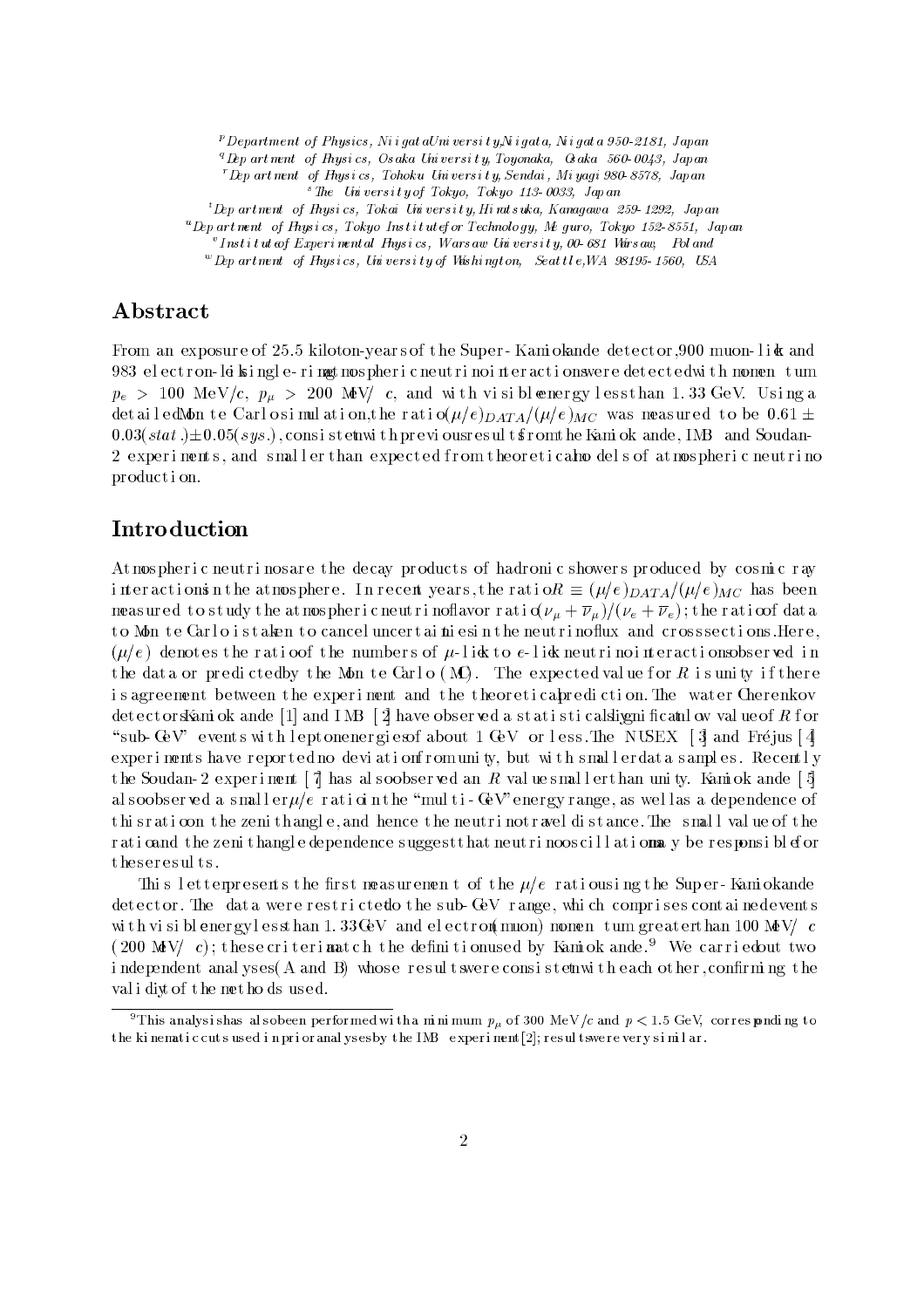[p] Department of Physics, Niigata University, Niigata, Niigata 950-2181, Japan
[q] Department of Physics, Osaka University, Toyonaka, Osaka 560-0043, Japan
[r] Department of Physics, Tohoku University, Sendai, Miyagi 980-8578, Japan
[s] The University of Tokyo, Tokyo 113-0033, Japan
[t] Department of Physics, Tokai University, Hiratsuka, Kanagawa 259-1292, Japan
[u] Department of Physics, Tokyo Institute for Technology, Meguro, Tokyo 152-8551, Japan
[v] Institute of Experimental Physics, Warsaw University, 00-681 Warsaw, Poland
[w] Department of Physics, University of Washington, Seattle, WA 98195-1560, USA

## Abstract

From an exposure of 25.5 kiloton-years of the Super-Kamiokande detector, 900 muon-like and 983 electron-like single-ring atmospheric neutrino interactions were detected with momentum $p_e > 100$ MeV/$c$, $p_\mu > 200$ MeV/$c$, and with visible energy less than 1.33 GeV. Using a detailed Monte Carlo simulation, the ratio $(\mu/e)_{DATA}/(\mu/e)_{MC}$ was measured to be $0.61 \pm 0.03(stat.) \pm 0.05(sys.)$, consistent with previous results from the Kamiokande, IMB and Soudan-2 experiments, and smaller than expected from theoretical models of atmospheric neutrino production.

## Introduction

Atmospheric neutrinos are the decay products of hadronic showers produced by cosmic ray interactions in the atmosphere. In recent years, the ratio $R \equiv (\mu/e)_{DATA}/(\mu/e)_{MC}$ has been measured to study the atmospheric neutrino flavor ratio $(\nu_\mu + \overline{\nu}_\mu)/(\nu_e + \overline{\nu}_e)$; the ratio of data to Monte Carlo is taken to cancel uncertainties in the neutrino flux and cross sections. Here, $(\mu/e)$ denotes the ratio of the numbers of $\mu$-like to $e$-like neutrino interactions observed in the data or predicted by the Monte Carlo (MC). The expected value for $R$ is unity if there is agreement between the experiment and the theoretical prediction. The water Cherenkov detectors Kamiokande [1] and IMB [2] have observed a statistically significant low value of $R$ for "sub-GeV" events with lepton energies of about 1 GeV or less. The NUSEX [3] and Fréjus [4] experiments have reported no deviation from unity, but with smaller data samples. Recently the Soudan-2 experiment [7] has also observed an $R$ value smaller than unity. Kamiokande [5] also observed a smaller $\mu/e$ ratio in the "multi-GeV" energy range, as well as a dependence of this ratio on the zenith angle, and hence the neutrino travel distance. The small value of the ratio and the zenith angle dependence suggest that neutrino oscillations may be responsible for these results.

This letter presents the first measurement of the $\mu/e$ ratio using the Super-Kamiokande detector. The data were restricted to the sub-GeV range, which comprises contained events with visible energy less than 1.33 GeV and electron (muon) momentum greater than 100 MeV/$c$ (200 MeV/$c$); these criteria match the definition used by Kamiokande.[9] We carried out two independent analyses (A and B) whose results were consistent with each other, confirming the validity of the methods used.

[9] This analysis has also been performed with a minimum $p_\mu$ of 300 MeV/$c$ and $p < 1.5$ GeV, corresponding to the kinematic cuts used in prior analyses by the IMB experiment [2]; results were very similar.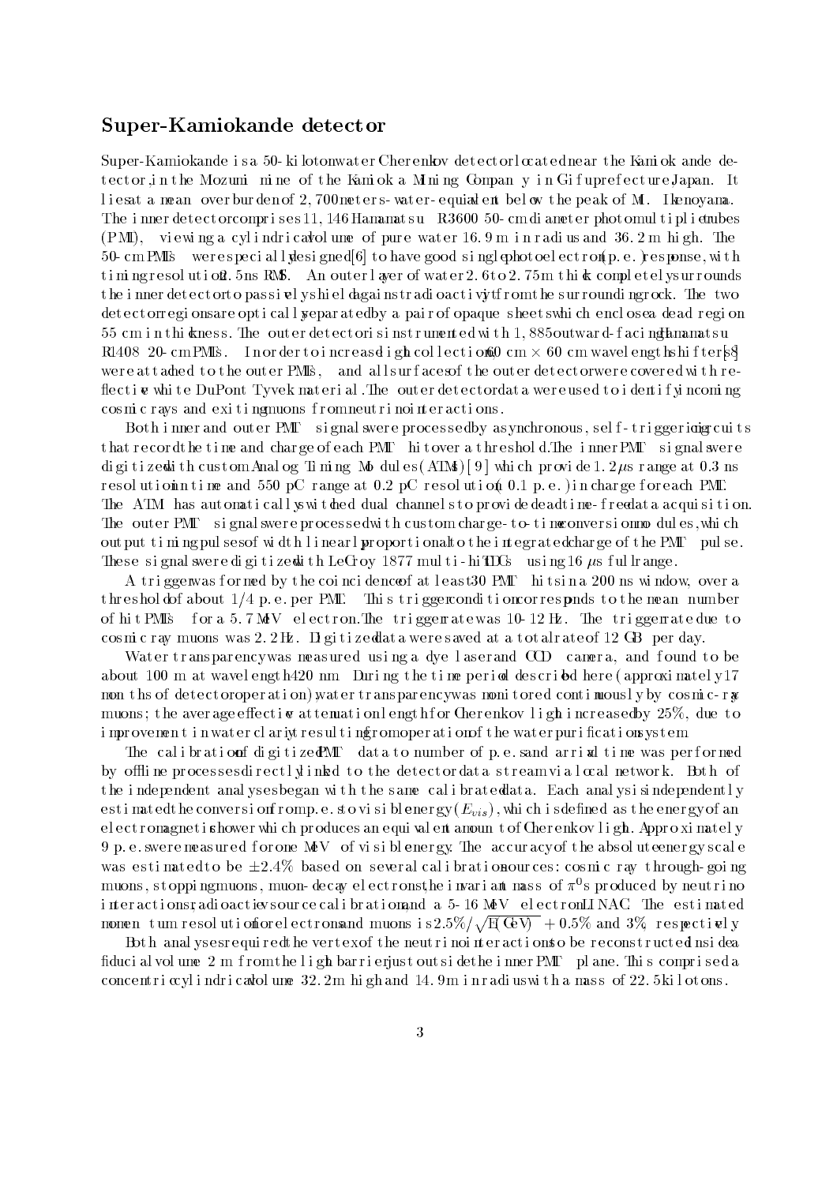## Super-Kamiokande detector

Super-Kamiokande is a 50-kiloton water Cherenkov detector located near the Kamiokande detector, in the Mozumi mine of the Kamioka Mining Company in Gifu prefecture Japan. It lies at a mean overburden of 2,700 meters-water-equivalent below the peak of Mt. Ikenoyama. The inner detector comprises 11,146 Hamamatsu R3600 50-cm diameter photomultiplier tubes (PMT), viewing a cylindrical volume of pure water 16.9 m in radius and 36.2 m high. The 50-cm PMTs were specially designed[6] to have good single photoelectron (p.e.) response, with timing resolution 2.5 ns RMS. An outer layer of water 2.6 to 2.75 m thick completely surrounds the inner detector to passively shield against radioactivity from the surrounding rock. The two detector regions are optically separated by a pair of opaque sheets which enclose a dead region 55 cm in thickness. The outer detector is instrumented with 1,885 outward-facing Hamamatsu R1408 20-cm PMTs. In order to increase light collection, 60 cm $\times$ 60 cm wavelength shifters[8] were attached to the outer PMTs, and all surfaces of the outer detector were covered with reflective white DuPont Tyvek material. The outer detector data were used to identify incoming cosmic rays and exiting muons from neutrino interactions.

Both inner and outer PMT signals were processed by asynchronous, self-triggering circuits that record the time and charge of each PMT hit over a threshold. The inner PMT signals were digitized with custom Analog Timing Modules (ATM)[9] which provide 1.2 $\mu$s range at 0.3 ns resolution in time and 550 pC range at 0.2 pC resolution (0.1 p.e.) in charge for each PMT. The ATM has automatically switched dual channels to provide deadtime-free data acquisition. The outer PMT signals were processed with custom charge-to-time conversion modules, which output timing pulses of width linearly proportional to the integrated charge of the PMT pulse. These signals were digitized with LeCroy 1877 multi-hit TDCs using 16 $\mu$s full range.

A trigger was formed by the coincidence of at least 30 PMT hits in a 200 ns window, over a threshold of about 1/4 p.e. per PMT. This trigger condition corresponds to the mean number of hit PMTs for a 5.7 MeV electron. The trigger rate was 10-12 Hz. The trigger rate due to cosmic ray muons was 2.2 Hz. Digitized data were saved at a total rate of 12 GB per day.

Water transparency was measured using a dye laser and CCD camera, and found to be about 100 m at wavelength 420 nm. During the time period described here (approximately 17 months of detector operation), water transparency was monitored continuously by cosmic-ray muons; the average effective attenuation length for Cherenkov light increased by 25%, due to improvement in water clarity resulting from operation of the water purification system.

The calibration of digitized PMT data to number of p.e.s and arrival time was performed by offline processes directly linked to the detector data stream via local network. Both of the independent analyses began with the same calibrated data. Each analysis independently estimated the conversion from p.e.s to visible energy ($E_{vis}$), which is defined as the energy of an electromagnetic shower which produces an equivalent amount of Cherenkov light. Approximately 9 p.e.s were measured for one MeV of visible energy. The accuracy of the absolute energy scale was estimated to be $\pm 2.4\%$ based on several calibration sources: cosmic ray through-going muons, stopping muons, muon-decay electrons, the invariant mass of $\pi^0$s produced by neutrino interactions, radioactive source calibration, and a 5-16 MeV electron LINAC. The estimated momentum resolution for electrons and muons is $2.5\%/\sqrt{E(\mathrm{GeV})} + 0.5\%$ and 3%, respectively.

Both analyses required the vertex of the neutrino interaction to be reconstructed inside a fiducial volume 2 m from the light barrier just outside the inner PMT plane. This comprised a concentric cylindrical volume 32.2 m high and 14.9 m in radius with a mass of 22.5 kilotons.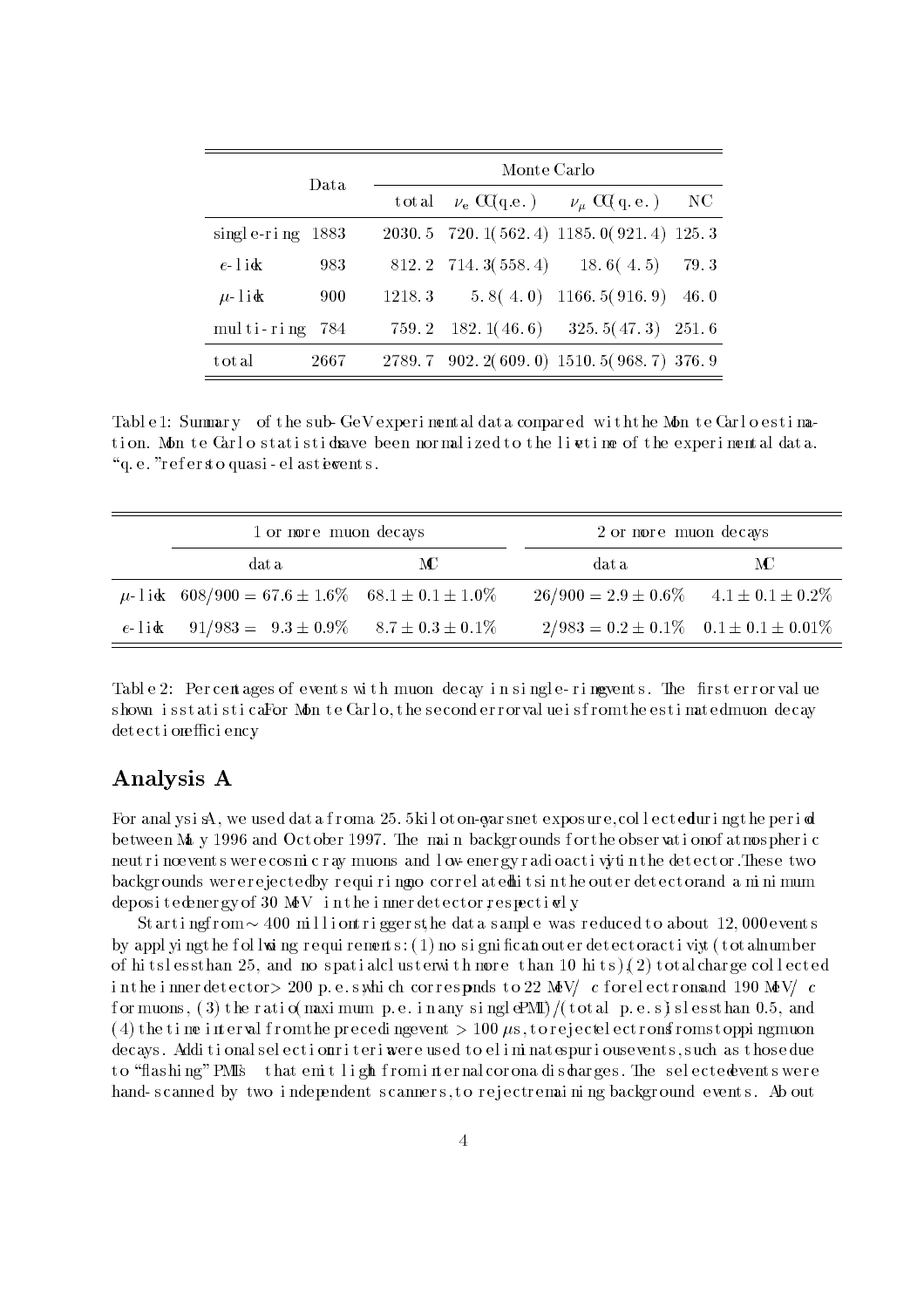| | Data | Monte Carlo | | | |
|---|---|---|---|---|---|
| | | total | $\nu_e$ CC(q.e.) | $\nu_\mu$ CC(q.e.) | NC |
| single-ring | 1883 | 2030.5 | 720.1(562.4) | 1185.0(921.4) | 125.3 |
| $e$-like | 983 | 812.2 | 714.3(558.4) | 18.6(4.5) | 79.3 |
| $\mu$-like | 900 | 1218.3 | 5.8(4.0) | 1166.5(916.9) | 46.0 |
| multi-ring | 784 | 759.2 | 182.1(46.6) | 325.5(47.3) | 251.6 |
| total | 2667 | 2789.7 | 902.2(609.0) | 1510.5(968.7) | 376.9 |

Table 1: Summary of the sub-GeV experimental data compared with the Monte Carlo estimation. Monte Carlo statistics have been normalized to the livetime of the experimental data. "q.e." refers to quasi-elastic events.

| | 1 or more muon decays | | 2 or more muon decays | |
|---|---|---|---|---|
| | data | MC | data | MC |
| $\mu$-like | $608/900 = 67.6 \pm 1.6\%$ | $68.1 \pm 0.1 \pm 1.0\%$ | $26/900 = 2.9 \pm 0.6\%$ | $4.1 \pm 0.1 \pm 0.2\%$ |
| $e$-like | $91/983 = 9.3 \pm 0.9\%$ | $8.7 \pm 0.3 \pm 0.1\%$ | $2/983 = 0.2 \pm 0.1\%$ | $0.1 \pm 0.1 \pm 0.01\%$ |

Table 2: Percentages of events with muon decay in single-ring events. The first error value shown is statistical. For Monte Carlo, the second error value is from the estimated muon decay detection efficiency

## Analysis A

For analysis A, we used data from a 25.5 kiloton-years net exposure, collected during the period between May 1996 and October 1997. The main backgrounds for the observation of atmospheric neutrino events were cosmic ray muons and low-energy radioactivity in the detector. These two backgrounds were rejected by requiring no correlated hits in the outer detector and a minimum deposited energy of 30 MeV in the inner detector, respectively.

Starting from $\sim 400$ million triggers, the data sample was reduced to about 12,000 events by applying the following requirements: (1) no significant outer detector activity (total number of hits less than 25, and no spatial cluster with more than 10 hits), (2) total charge collected in the inner detector $> 200$ p.e.s, which corresponds to 22 MeV/$c$ for electrons and 190 MeV/$c$ for muons, (3) the ratio (maximum p.e. in any single PMT)/(total p.e.s) is less than 0.5, and (4) the time interval from the preceding event $> 100\ \mu$s, to reject electrons from stopping muon decays. Additional selection criteria were used to eliminate spurious events, such as those due to "flashing" PMTs that emit light from internal corona discharges. The selected events were hand-scanned by two independent scanners, to reject remaining background events. About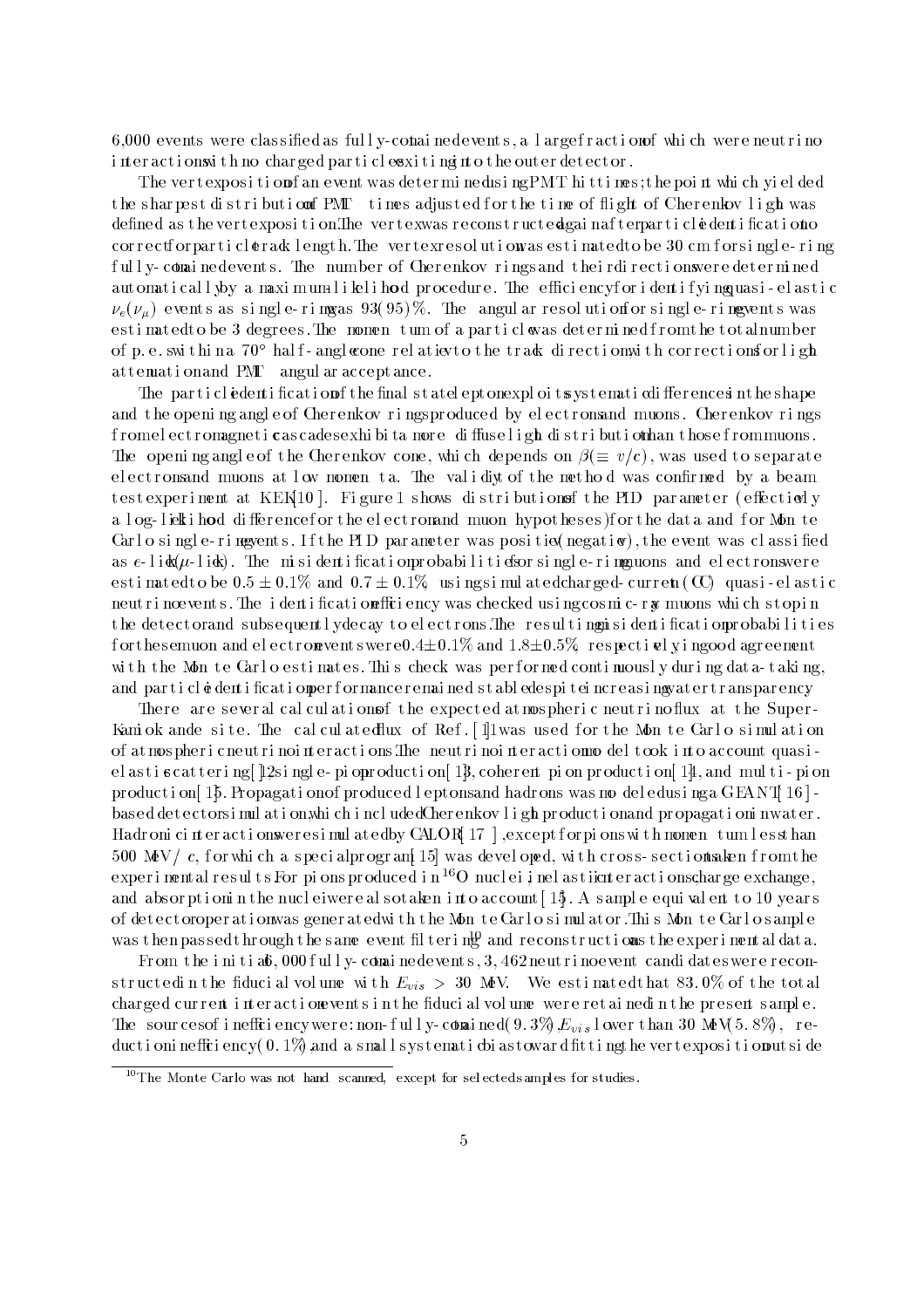6,000 events were classified as fully-contained events, a large fraction of which were neutrino interactions with no charged particles exiting into the outer detector.

The vertex position of an event was determined using PMT hit times; the point which yielded the sharpest distribution of PMT times adjusted for the time of flight of Cherenkov light was defined as the vertex position. The vertex was reconstructed again after particle identification to correct for particle track length. The vertex resolution was estimated to be 30 cm for single-ring fully-contained events. The number of Cherenkov rings and their directions were determined automatically by a maximum-likelihood procedure. The efficiency for identifying quasi-elastic $\nu_e(\nu_\mu)$ events as single-ring was 93(95)%. The angular resolution for single-ring events was estimated to be 3 degrees. The momentum of a particle was determined from the total number of p.e.s within a 70° half-angle cone relative to the track direction, with corrections for light attenuation and PMT angular acceptance.

The particle identification of the final state lepton exploits systematic differences in the shape and the opening angle of Cherenkov rings produced by electrons and muons. Cherenkov rings from electromagnetic cascades exhibit a more diffuse light distribution than those from muons. The opening angle of the Cherenkov cone, which depends on $\beta (\equiv v/c)$, was used to separate electrons and muons at low momenta. The validity of the method was confirmed by a beam test experiment at KEK[10]. Figure 1 shows distributions of the PID parameter (effectively a log-likelihood difference for the electron and muon hypotheses) for the data and for Monte Carlo single-ring events. If the PID parameter was positive (negative), the event was classified as $e$-like ($\mu$-like). The misidentification probabilities for single-ring muons and electrons were estimated to be $0.5 \pm 0.1\%$ and $0.7 \pm 0.1\%$, using simulated charged-current (CC) quasi-elastic neutrino events. The identification efficiency was checked using cosmic-ray muons which stop in the detector and subsequently decay to electrons. The resulting misidentification probabilities for these muon and electron events were $0.4 \pm 0.1\%$ and $1.8 \pm 0.5\%$, respectively, in good agreement with the Monte Carlo estimates. This check was performed continuously during data-taking, and particle identification performance remained stable despite increasing water transparency.

There are several calculations of the expected atmospheric neutrino flux at the Super-Kamiokande site. The calculated flux of Ref. [1] was used for the Monte Carlo simulation of atmospheric neutrino interactions. The neutrino interaction model took into account quasi-elastic scattering[12], single-pion production[13], coherent pion production[14], and multi-pion production[15]. Propagation of produced leptons and hadrons was modeled using a GEANT[16]-based detector simulation, which included Cherenkov light production and propagation in water. Hadronic interactions were simulated by CALOR[17], except for pions with momentum less than 500 MeV/$c$, for which a special program[15] was developed, with cross-sections taken from the experimental results. For pions produced in $^{16}$O nuclei, inelastic interactions, charge exchange, and absorption in the nuclei were also taken into account [15]. A sample equivalent to 10 years of detector operation was generated with the Monte Carlo simulator. This Monte Carlo sample was then passed through the same event filtering[10] and reconstruction as the experimental data.

From the initial 6,000 fully-contained events, 3,462 neutrino event candidates were reconstructed in the fiducial volume with $E_{vis} > 30$ MeV. We estimated that 83.0% of the total charged current interaction events in the fiducial volume were retained in the present sample. The sources of inefficiency were: non-fully-contained (9.3%), $E_{vis}$ lower than 30 MeV (5.8%), reduction inefficiency (0.1%), and a small systematic bias toward fitting the vertex position outside

[10] The Monte Carlo was not hand scanned, except for selected samples for studies.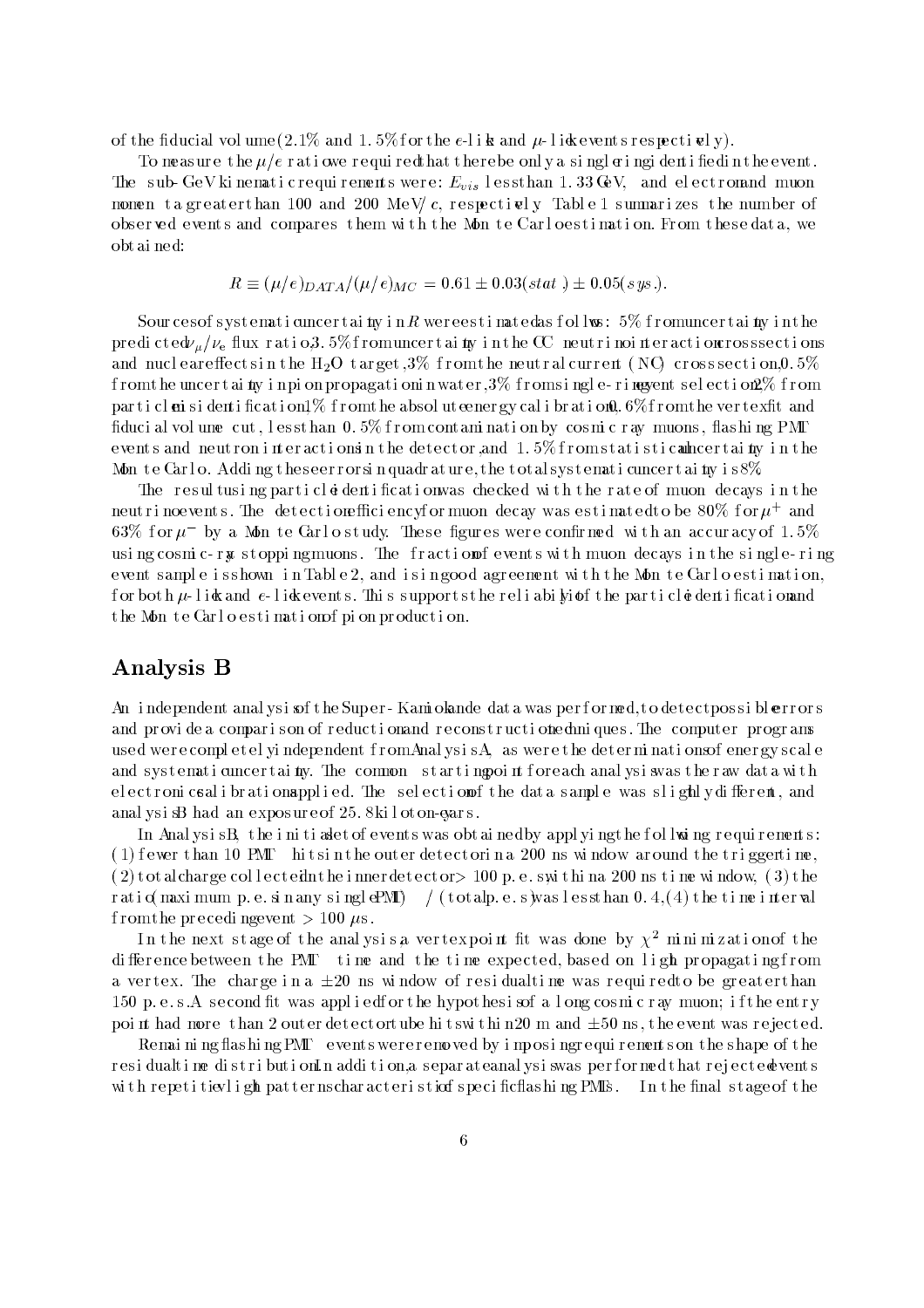of the fiducial volume (2.1% and 1.5% for the $e$-like and $\mu$-like events respectively).

To measure the $\mu/e$ ratio we required that there be only a single ring identified in the event. The sub-GeV kinematic requirements were: $E_{vis}$ less than 1.33 GeV, and electron and muon momenta greater than 100 and 200 MeV/$c$, respectively. Table 1 summarizes the number of observed events and compares them with the Monte Carlo estimation. From these data, we obtained:

$$R \equiv (\mu/e)_{DATA}/(\mu/e)_{MC} = 0.61 \pm 0.03(stat.) \pm 0.05(sys.).$$

Sources of systematic uncertainty in $R$ were estimated as follows: 5% from uncertainty in the predicted $\nu_\mu/\nu_e$ flux ratio, 3.5% from uncertainty in the CC neutrino interaction cross sections and nuclear effects in the $H_2O$ target, 3% from the neutral current (NC) cross section, 0.5% from the uncertainty in pion propagation in water, 3% from single-ring event selection, 2% from particle misidentification, 1% from the absolute energy calibration, 0.6% from the vertex fit and fiducial volume cut, less than 0.5% from contamination by cosmic ray muons, flashing PMT events and neutron interactions in the detector, and 1.5% from statistical uncertainty in the Monte Carlo. Adding these errors in quadrature, the total systematic uncertainty is 8%.

The result using particle identification was checked with the rate of muon decays in the neutrino events. The detection efficiency for muon decay was estimated to be 80% for $\mu^+$ and 63% for $\mu^-$ by a Monte Carlo study. These figures were confirmed with an accuracy of 1.5% using cosmic-ray stopping muons. The fraction of events with muon decays in the single-ring event sample is shown in Table 2, and is in good agreement with the Monte Carlo estimation, for both $\mu$-like and $e$-like events. This supports the reliability of the particle identification and the Monte Carlo estimation of pion production.

## Analysis B

An independent analysis of the Super-Kamiokande data was performed, to detect possible errors and provide a comparison of reduction and reconstruction techniques. The computer programs used were completely independent from Analysis A, as were the determinations of energy scale and systematic uncertainty. The common starting point for each analysis was the raw data with electronics calibrations applied. The selection of the data sample was slightly different, and analysis B had an exposure of 25.8 kiloton-years.

In Analysis B, the initial set of events was obtained by applying the following requirements: (1) fewer than 10 PMT hits in the outer detector in a 200 ns window around the trigger time, (2) total charge collected in the inner detector > 100 p.e.s within a 200 ns time window, (3) the ratio (maximum p.e.s in any single PMT) / (total p.e.s) was less than 0.4, (4) the time interval from the preceding event > 100 $\mu$s.

In the next stage of the analysis a vertex point fit was done by $\chi^2$ minimization of the difference between the PMT time and the time expected, based on light propagating from a vertex. The charge in a $\pm 20$ ns window of residual time was required to be greater than 150 p.e.s. A second fit was applied for the hypothesis of a long cosmic ray muon; if the entry point had more than 2 outer detector tube hits within 20 m and $\pm 50$ ns, the event was rejected.

Remaining flashing PMT events were removed by imposing requirements on the shape of the residual time distribution. In addition, a separate analysis was performed that rejected events with repetitive light patterns characteristic of specific flashing PMTs. In the final stage of the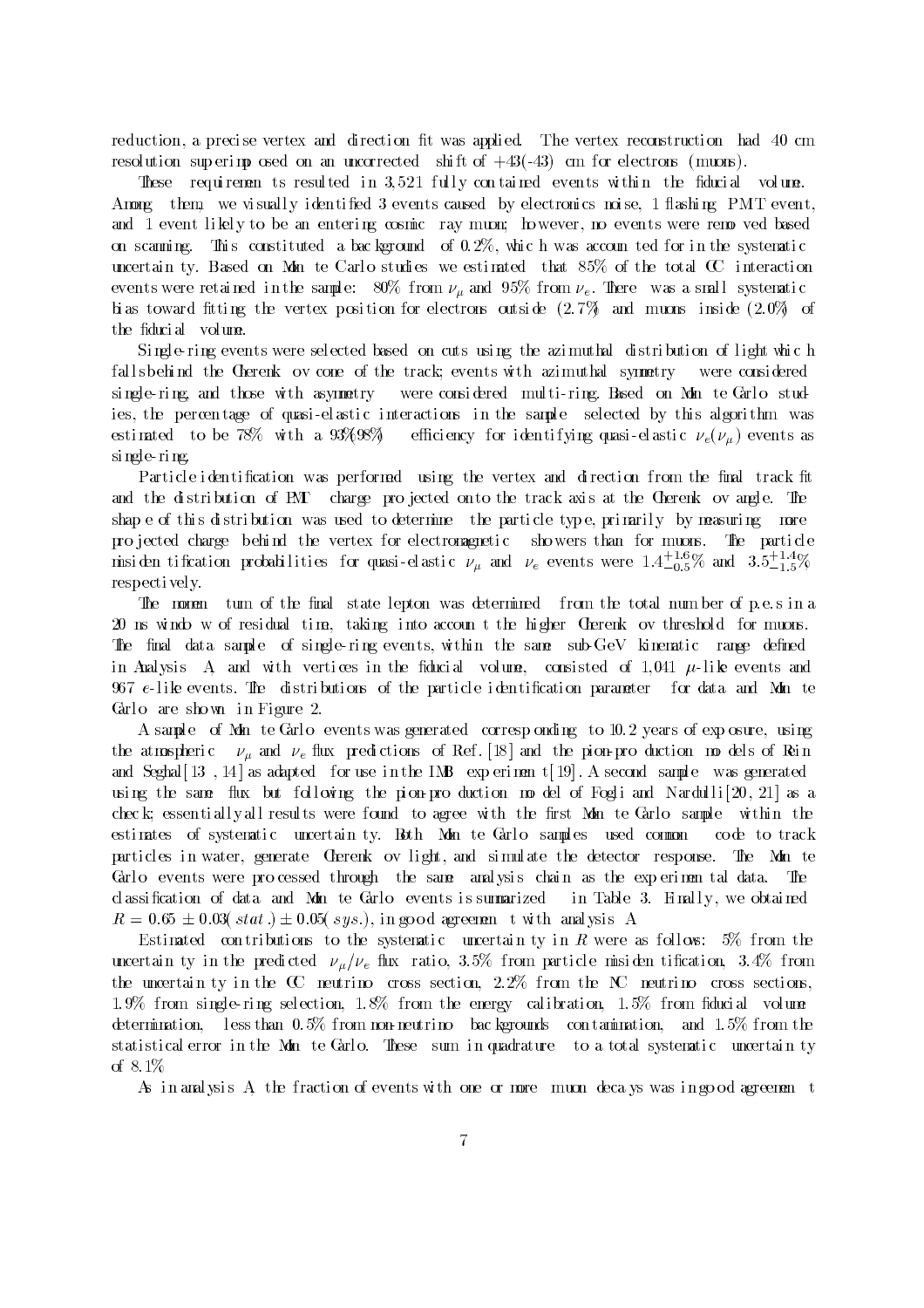reduction, a precise vertex and direction fit was applied. The vertex reconstruction had 40 cm resolution superimposed on an uncorrected shift of +43(-43) cm for electrons (muons).

These requirements resulted in 3,521 fully contained events within the fiducial volume. Among them, we visually identified 3 events caused by electronics noise, 1 flashing PMT event, and 1 event likely to be an entering cosmic ray muon; however, no events were removed based on scanning. This constituted a background of 0.2%, which was accounted for in the systematic uncertainty. Based on Monte Carlo studies we estimated that 85% of the total CC interaction events were retained in the sample: 80% from $\nu_\mu$ and 95% from $\nu_e$. There was a small systematic bias toward fitting the vertex position for electrons outside (2.7%) and muons inside (2.0%) of the fiducial volume.

Single-ring events were selected based on cuts using the azimuthal distribution of light which falls behind the Cherenkov cone of the track; events with azimuthal symmetry were considered single-ring, and those with asymmetry were considered multi-ring. Based on Monte Carlo studies, the percentage of quasi-elastic interactions in the sample selected by this algorithm was estimated to be 78% with a 93%(98%) efficiency for identifying quasi-elastic $\nu_e(\nu_\mu)$ events as single-ring.

Particle identification was performed using the vertex and direction from the final track fit and the distribution of PMT charge projected onto the track axis at the Cherenkov angle. The shape of this distribution was used to determine the particle type, primarily by measuring more projected charge behind the vertex for electromagnetic showers than for muons. The particle misidentification probabilities for quasi-elastic $\nu_\mu$ and $\nu_e$ events were $1.4^{+1.6}_{-0.5}$% and $3.5^{+1.4}_{-1.5}$% respectively.

The momentum of the final state lepton was determined from the total number of p.e.s in a 20 ns window of residual time, taking into account the higher Cherenkov threshold for muons. The final data sample of single-ring events, within the same sub-GeV kinematic range defined in Analysis A and with vertices in the fiducial volume, consisted of 1,041 $\mu$-like events and 967 $e$-like events. The distributions of the particle identification parameter for data and Monte Carlo are shown in Figure 2.

A sample of Monte Carlo events was generated corresponding to 10.2 years of exposure, using the atmospheric $\nu_\mu$ and $\nu_e$ flux predictions of Ref. [18] and the pion-production models of Rein and Seghal [13, 14] as adapted for use in the IMB experiment [19]. A second sample was generated using the same flux but following the pion-production model of Fogli and Nardulli [20, 21] as a check; essentially all results were found to agree with the first Monte Carlo sample within the estimates of systematic uncertainty. Both Monte Carlo samples used common code to track particles in water, generate Cherenkov light, and simulate the detector response. The Monte Carlo events were processed through the same analysis chain as the experimental data. The classification of data and Monte Carlo events is summarized in Table 3. Finally, we obtained $R = 0.65 \pm 0.03(stat.) \pm 0.05(sys.)$, in good agreement with analysis A.

Estimated contributions to the systematic uncertainty in $R$ were as follows: 5% from the uncertainty in the predicted $\nu_\mu/\nu_e$ flux ratio, 3.5% from particle misidentification, 3.4% from the uncertainty in the CC neutrino cross section, 2.2% from the NC neutrino cross sections, 1.9% from single-ring selection, 1.8% from the energy calibration, 1.5% from fiducial volume determination, less than 0.5% from non-neutrino backgrounds contamination, and 1.5% from the statistical error in the Monte Carlo. These sum in quadrature to a total systematic uncertainty of 8.1%.

As in analysis A, the fraction of events with one or more muon decays was in good agreement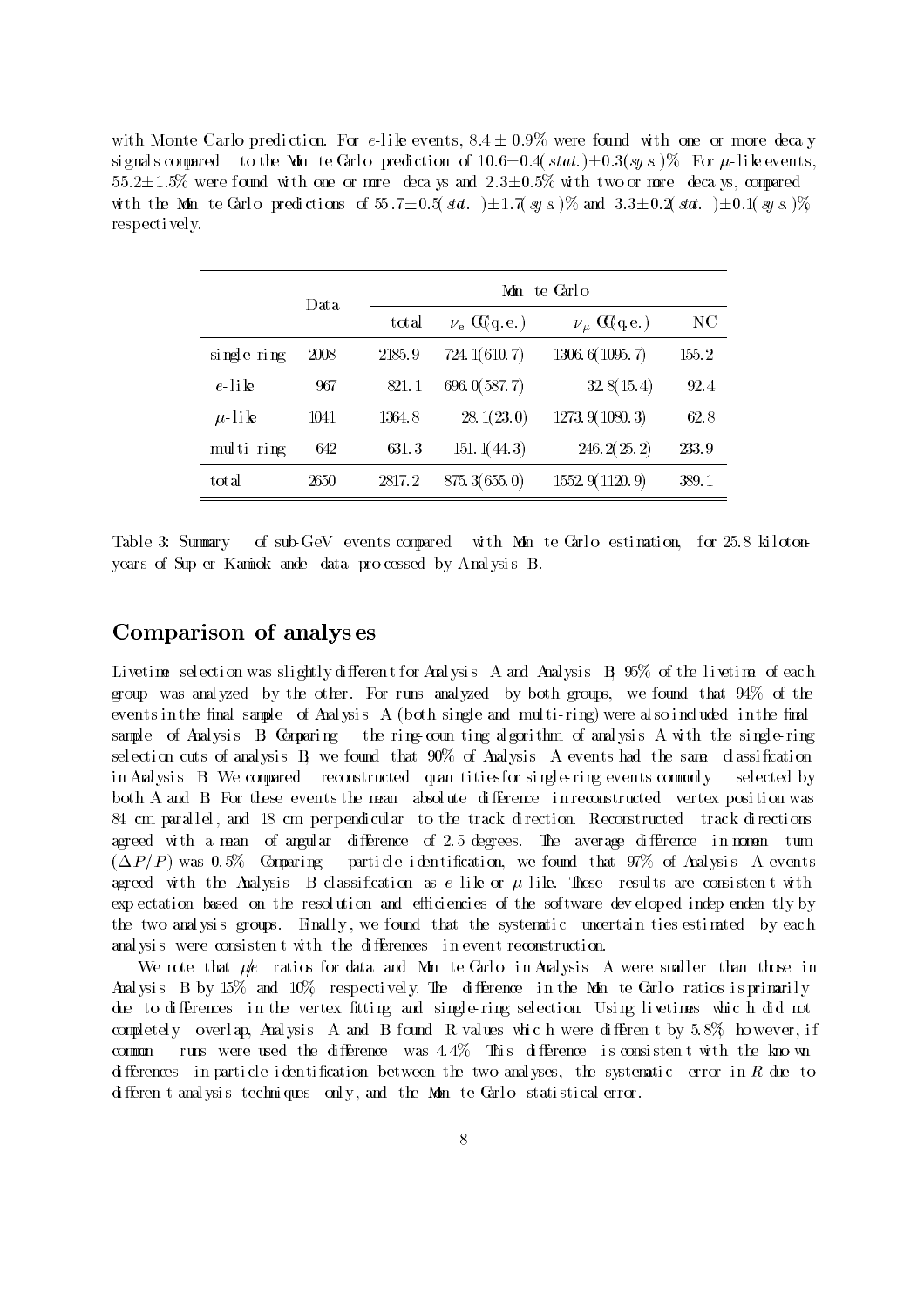with Monte Carlo prediction. For $e$-like events, $8.4 \pm 0.9\%$ were found with one or more decay signals compared to the Monte Carlo prediction of $10.6 \pm 0.4(stat.) \pm 0.3(sys.)\%$. For $\mu$-like events, $55.2 \pm 1.5\%$ were found with one or more decays and $2.3 \pm 0.5\%$ with two or more decays, compared with the Monte Carlo predictions of $55.7 \pm 0.5(stat.) \pm 1.7(sys.)\%$ and $3.3 \pm 0.2(stat.) \pm 0.1(sys.)\%$, respectively.

| | Data | Monte Carlo | | | |
|---|---|---|---|---|---|
| | | total | $\nu_e$ CC(q.e.) | $\nu_\mu$ CC(q.e.) | NC |
| single-ring | 2008 | 2185.9 | 724.1(610.7) | 1306.6(1095.7) | 155.2 |
| $e$-like | 967 | 821.1 | 696.0(587.7) | 32.8(15.4) | 92.4 |
| $\mu$-like | 1041 | 1364.8 | 28.1(23.0) | 1273.9(1080.3) | 62.8 |
| multi-ring | 642 | 631.3 | 151.1(44.3) | 246.2(25.2) | 233.9 |
| total | 2650 | 2817.2 | 875.3(655.0) | 1552.9(1120.9) | 389.1 |

Table 3: Summary of sub-GeV events compared with Monte Carlo estimation, for 25.8 kiloton-years of Super-Kamiokande data processed by Analysis B.

## Comparison of analyses

Livetime selection was slightly different for Analysis A and Analysis B; 95% of the livetime of each group was analyzed by the other. For runs analyzed by both groups, we found that 94% of the events in the final sample of Analysis A (both single and multi-ring) were also included in the final sample of Analysis B. Comparing the ring-counting algorithm of analysis A with the single-ring selection cuts of analysis B, we found that 90% of Analysis A events had the same classification in Analysis B. We compared reconstructed quantities for single-ring events commonly selected by both A and B. For these events the mean absolute difference in reconstructed vertex position was 84 cm parallel, and 18 cm perpendicular to the track direction. Reconstructed track directions agreed with a mean of angular difference of 2.5 degrees. The average difference in momentum $(\Delta P/P)$ was 0.5%. Comparing particle identification, we found that 97% of Analysis A events agreed with the Analysis B classification as $e$-like or $\mu$-like. These results are consistent with expectation based on the resolution and efficiencies of the software developed independently by the two analysis groups. Finally, we found that the systematic uncertainties estimated by each analysis were consistent with the differences in event reconstruction.

We note that $\mu/e$ ratios for data and Monte Carlo in Analysis A were smaller than those in Analysis B by 15% and 10% respectively. The difference in the Monte Carlo ratios is primarily due to differences in the vertex fitting and single-ring selection. Using livetimes which did not completely overlap, Analysis A and B found R values which were different by 5.8%; however, if common runs were used the difference was 4.4%. This difference is consistent with the known differences in particle identification between the two analyses, the systematic error in $R$ due to different analysis techniques only, and the Monte Carlo statistical error.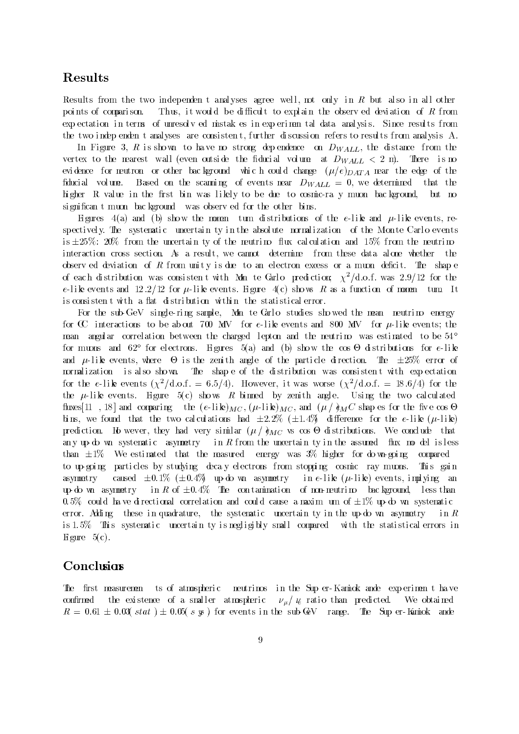## Results

Results from the two independent analyses agree well, not only in $R$ but also in all other points of comparison. Thus, it would be difficult to explain the observed deviation of $R$ from expectation in terms of unresolved mistakes in experimental data analysis. Since results from the two independent analyses are consistent, further discussion refers to results from analysis A.

In Figure 3, $R$ is shown to have no strong dependence on $D_{WALL}$, the distance from the vertex to the nearest wall (even outside the fiducial volume at $D_{WALL} < 2$ m). There is no evidence for neutron or other background which could change $(\mu/e)_{DATA}$ near the edge of the fiducial volume. Based on the scanning of events near $D_{WALL} = 0$, we determined that the higher R value in the first bin was likely to be due to cosmic-ray muon background, but no significant muon background was observed for the other bins.

Figures 4(a) and (b) show the momentum distributions of the $e$-like and $\mu$-like events, respectively. The systematic uncertainty in the absolute normalization of the Monte Carlo events is $\pm 25\%$: 20% from the uncertainty of the neutrino flux calculation and 15% from the neutrino interaction cross section. As a result, we cannot determine from these data alone whether the observed deviation of $R$ from unity is due to an electron excess or a muon deficit. The shape of each distribution was consistent with Monte Carlo prediction; $\chi^2$/d.o.f. was 2.9/12 for the $e$-like events and 12.2/12 for $\mu$-like events. Figure 4(c) shows $R$ as a function of momentum. It is consistent with a flat distribution within the statistical error.

For the sub-GeV single-ring sample, Monte Carlo studies showed the mean neutrino energy for CC interactions to be about 700 MeV for $e$-like events and 800 MeV for $\mu$-like events; the mean angular correlation between the charged lepton and the neutrino was estimated to be 54° for muons and 62° for electrons. Figures 5(a) and (b) show the $\cos\Theta$ distributions for $e$-like and $\mu$-like events, where $\Theta$ is the zenith angle of the particle direction. The $\pm 25\%$ error of normalization is also shown. The shape of the distribution was consistent with expectation for the $e$-like events ($\chi^2$/d.o.f. = 6.5/4). However, it was worse ($\chi^2$/d.o.f. = 18.6/4) for the the $\mu$-like events. Figure 5(c) shows $R$ binned by zenith angle. Using the two calculated fluxes[11, 18] and comparing the $(e\text{-like})_{MC}$, $(\mu\text{-like})_{MC}$, and $(\mu/e)_{MC}$ shapes for the five $\cos\Theta$ bins, we found that the two calculations had $\pm 2.2\%$ ($\pm 1.4\%$) difference for the $e$-like ($\mu$-like) prediction. However, they had very similar $(\mu/e)_{MC}$ vs $\cos\Theta$ distributions. We conclude that any up-down systematic asymmetry in $R$ from the uncertainty in the assumed flux model is less than $\pm 1\%$. We estimated that the measured energy was 3% higher for down-going compared to up-going particles by studying decay electrons from stopping cosmic ray muons. This gain asymmetry caused $\pm 0.1\%$ ($\pm 0.4\%$) up-down asymmetry in $e$-like ($\mu$-like) events, implying an up-down asymmetry in $R$ of $\pm 0.4\%$. The contamination of non-neutrino background, less than 0.5% could have directional correlation and could cause a maximum of $\pm 1\%$ up-down systematic error. Adding these in quadrature, the systematic uncertainty in the up-down asymmetry in $R$ is 1.5%. This systematic uncertainty is negligibly small compared with the statistical errors in Figure 5(c).

## Conclusions

The first measurements of atmospheric neutrinos in the Super-Kamiokande experiment have confirmed the existence of a smaller atmospheric $\nu_\mu/\nu_e$ ratio than predicted. We obtained $R = 0.61 \pm 0.03(stat) \pm 0.05(sys)$ for events in the sub-GeV range. The Super-Kamiokande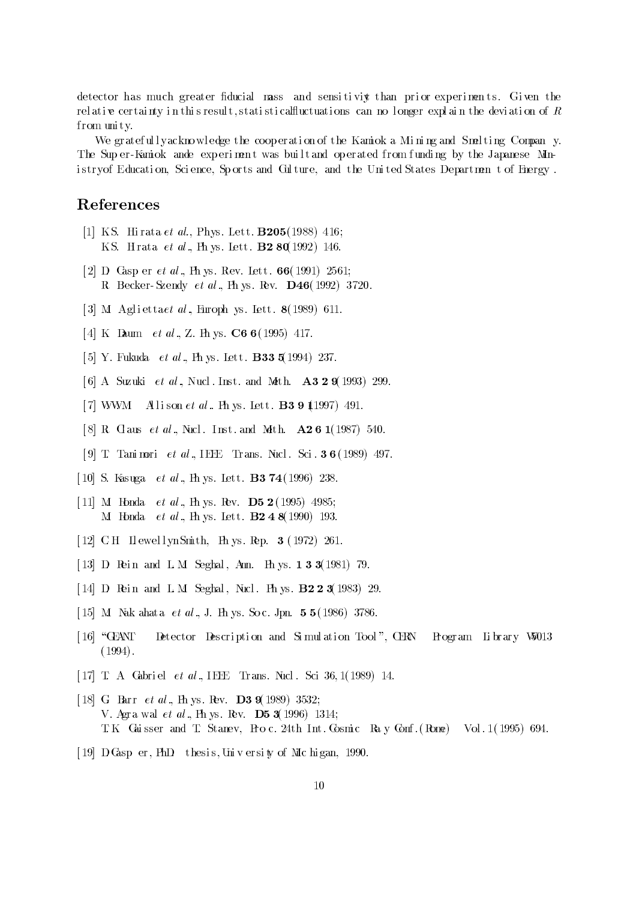detector has much greater fiducial mass and sensitivity than prior experiments. Given the relative certainty in this result, statistical fluctuations can no longer explain the deviation of $R$ from unity.

We gratefully acknowledge the cooperation of the Kamioka Mining and Smelting Company. The Super-Kamiokande experiment was built and operated from funding by the Japanese Ministry of Education, Science, Sports and Culture, and the United States Department of Energy.

## References

[1] K.S. Hirata *et al.*, Phys. Lett. **B205** (1988) 416;
K.S. Hirata *et al.*, Phys. Lett. **B280** (1992) 146.

[2] D. Casper *et al.*, Phys. Rev. Lett. **66** (1991) 2561;
R. Becker-Szendy *et al.*, Phys. Rev. **D46** (1992) 3720.

[3] M. Aglietta *et al.*, Europhys. Lett. **8** (1989) 611.

[4] K. Daum *et al.*, Z. Phys. **C66** (1995) 417.

[5] Y. Fukuda *et al.*, Phys. Lett. **B335** (1994) 237.

[6] A. Suzuki *et al.*, Nucl. Inst. and Meth. **A329** (1993) 299.

[7] W.W.M. Allison *et al.*, Phys. Lett. **B391** (1997) 491.

[8] R. Claus *et al.*, Nucl. Inst. and Meth. **A261** (1987) 540.

[9] T. Tanimori *et al.*, IEEE Trans. Nucl. Sci. **36** (1989) 497.

[10] S. Kasuga *et al.*, Phys. Lett. **B374** (1996) 238.

[11] M. Honda *et al.*, Phys. Rev. **D52** (1995) 4985;
M. Honda *et al.*, Phys. Lett. **B248** (1990) 193.

[12] C.H. Llewellyn Smith, Phys. Rep. **3** (1972) 261.

[13] D. Rein and L.M. Seghal, Ann. Phys. **133** (1981) 79.

[14] D. Rein and L.M. Seghal, Nucl. Phys. **B223** (1983) 29.

[15] M. Nakahata *et al.*, J. Phys. Soc. Jpn. **55** (1986) 3786.

[16] "GEANT Detector Description and Simulation Tool", CERN Program Library W5013 (1994).

[17] T. A. Gabriel *et al.*, IEEE Trans. Nucl. Sci 36, 1 (1989) 14.

[18] G. Barr *et al.*, Phys. Rev. **D39** (1989) 3532;
V. Agrawal *et al.*, Phys. Rev. **D53** (1996) 1314;
T.K. Gaisser and T. Stanev, Proc. 24th Int. Cosmic Ray Conf. (Rome) Vol. 1 (1995) 694.

[19] D. Casper, PhD thesis, University of Michigan, 1990.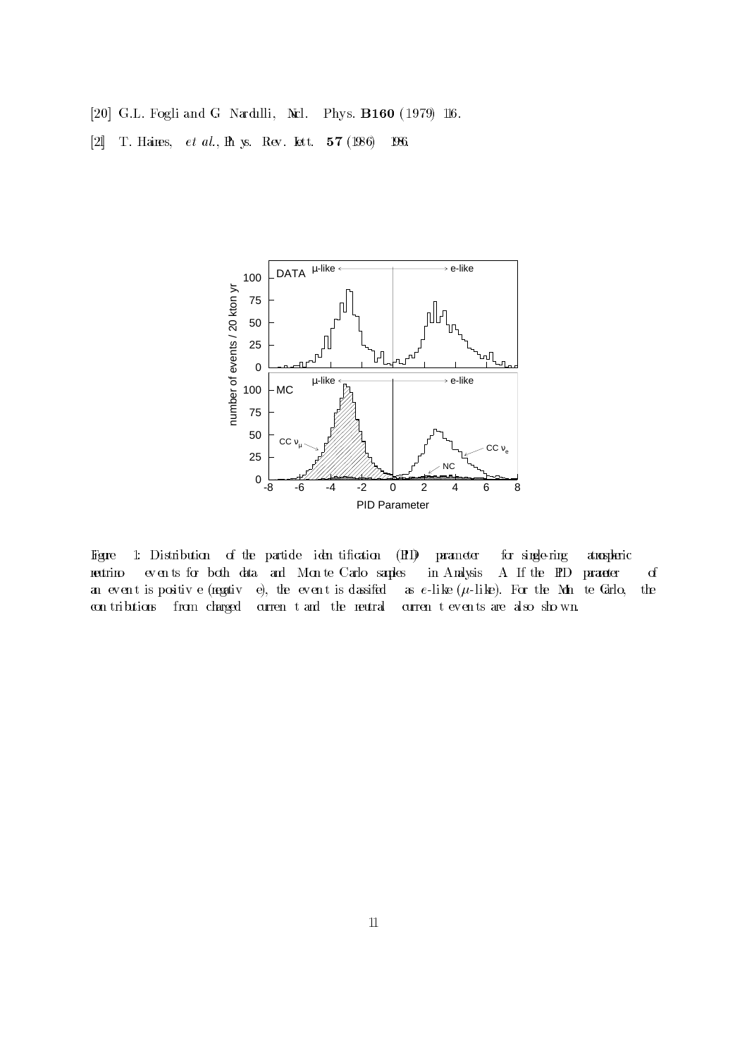[20] G.L. Fogli and G. Nardulli, Nucl. Phys. **B160** (1979) 116.

[21] T. Haines, *et al.*, Phys. Rev. Lett. **57** (1986) 1986.

Figure 1: Distribution of the particle identification (PID) parameter for single-ring atmospheric neutrino events for both data and Monte Carlo samples in Analysis A. If the PID parameter of an event is positive (negative), the event is classified as $e$-like ($\mu$-like). For the Monte Carlo, the contributions from charged current and the neutral current events are also shown.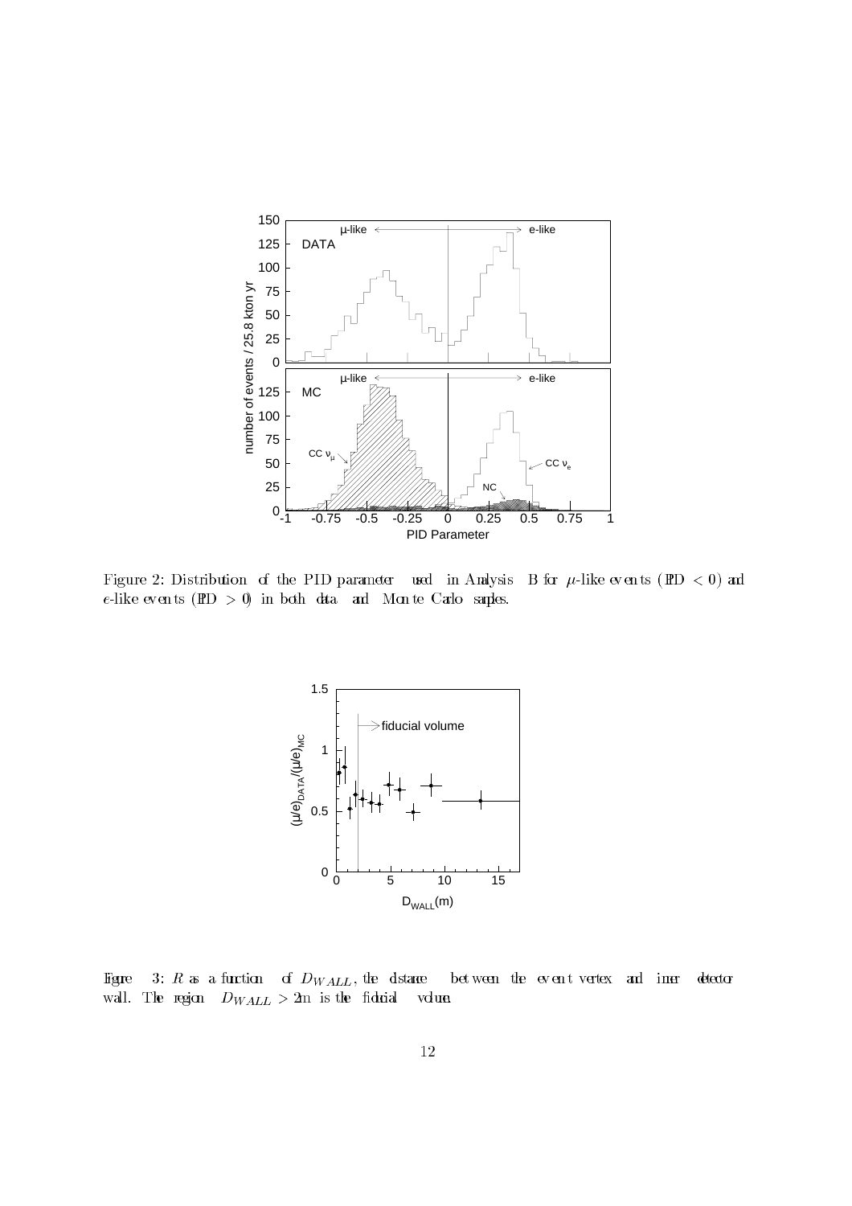Figure 2: Distribution of the PID parameter used in Analysis B for $\mu$-like events (PID $< 0$) and $e$-like events (PID $> 0$) in both data and Monte Carlo samples.

Figure 3: $R$ as a function of $D_{WALL}$, the distance between the event vertex and inner detector wall. The region $D_{WALL} > 2$m is the fiducial volume.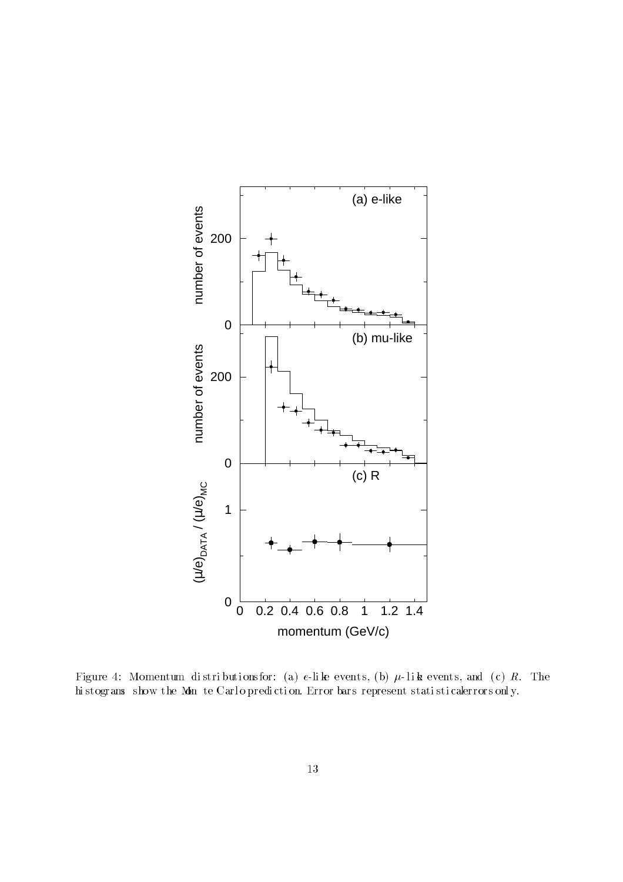Figure 4: Momentum distributions for: (a) $e$-like events, (b) $\mu$-like events, and (c) $R$. The histograms show the Monte Carlo prediction. Error bars represent statistical errors only.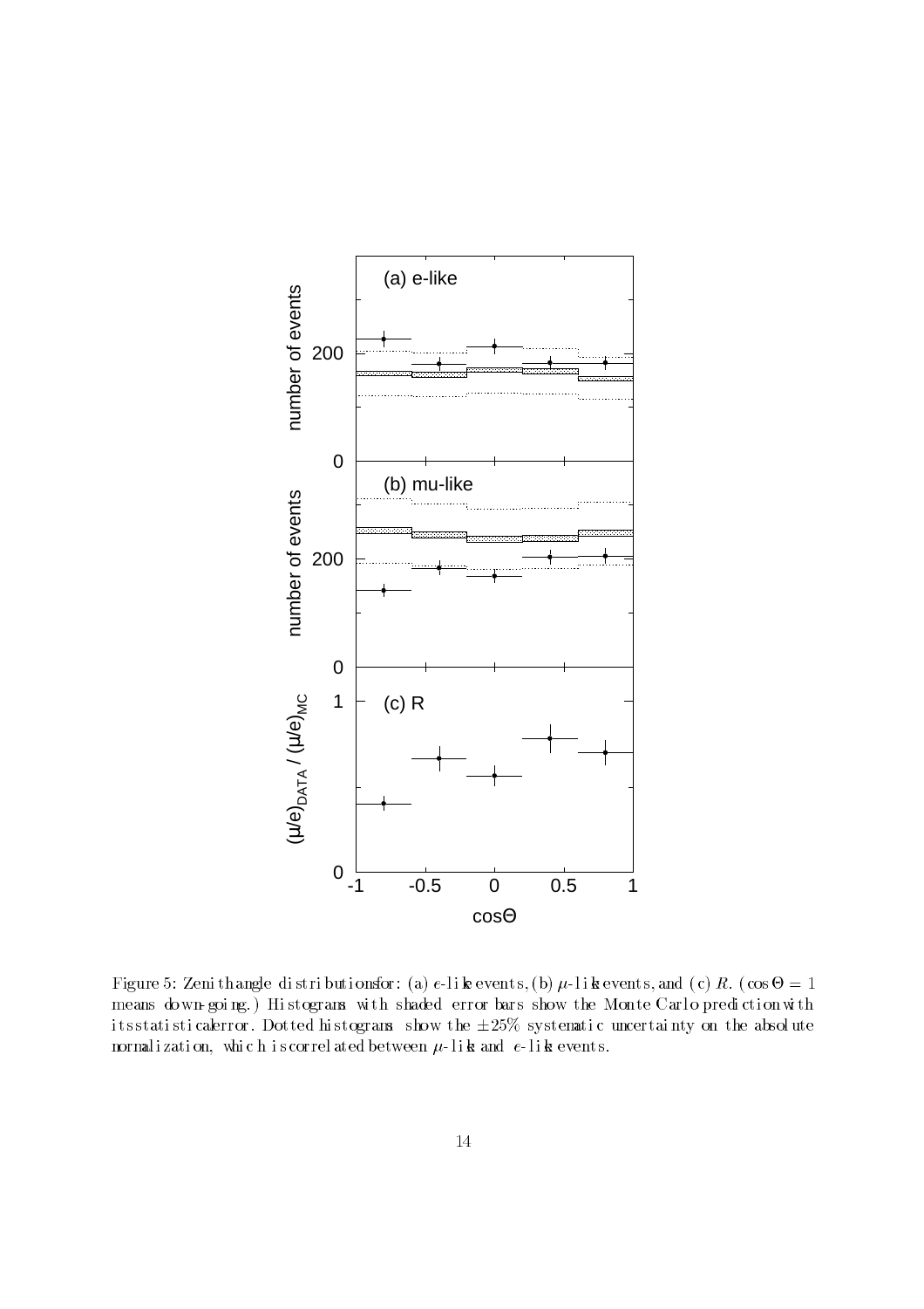(a) e-like

number of events

200

0

(b) mu-like

number of events

200

0

(c) R

$(\mu/e)_{DATA}$ / $(\mu/e)_{MC}$

1

0

-1 -0.5 0 0.5 1

cosΘ

Figure 5: Zenith angle distributions for: (a) $e$-like events, (b) $\mu$-like events, and (c) $R$. ($\cos\Theta = 1$ means down-going.) Histograms with shaded error bars show the Monte Carlo prediction with its statistical error. Dotted histograms show the $\pm 25\%$ systematic uncertainty on the absolute normalization, which is correlated between $\mu$-like and $e$-like events.